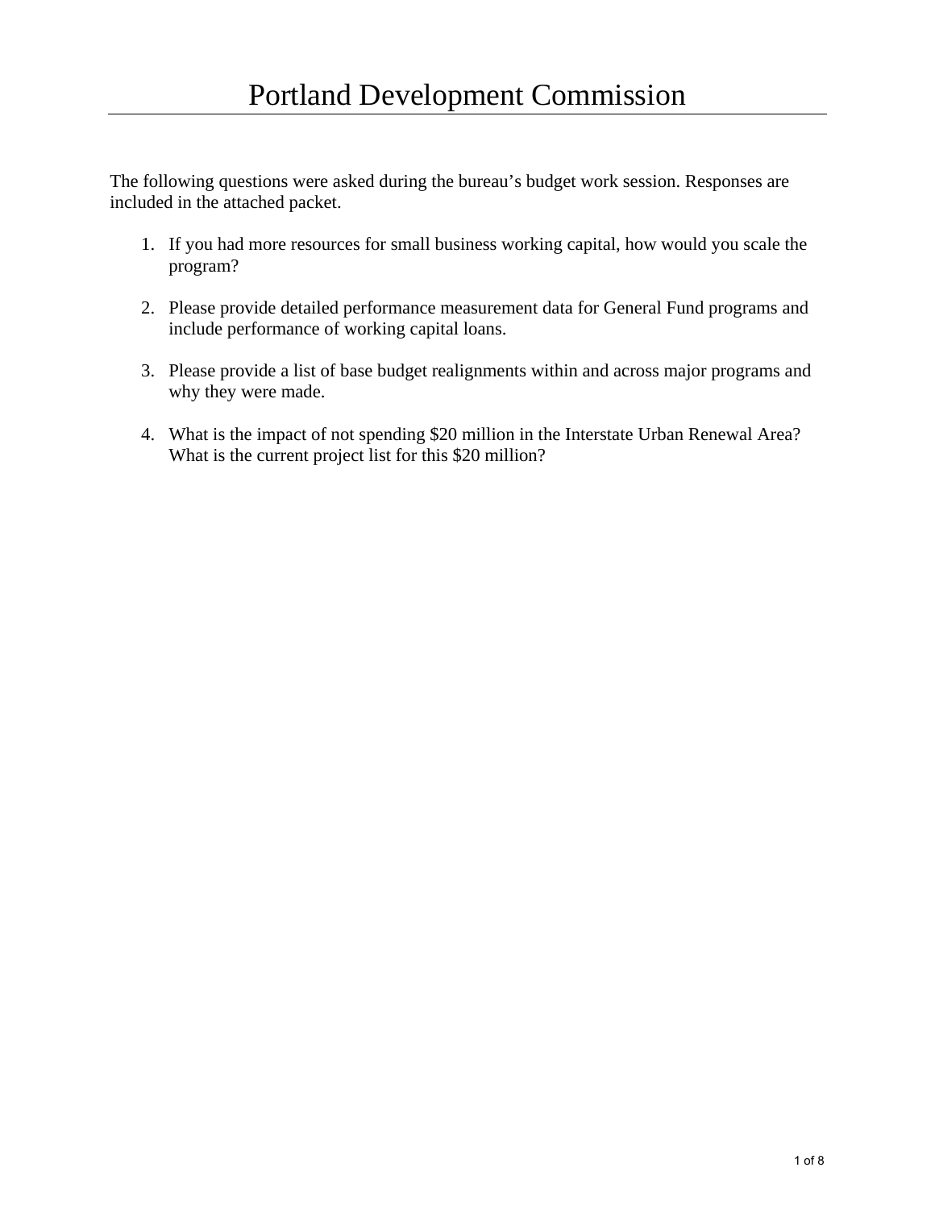# Portland Development Commission

The following questions were asked during the bureau's budget work session. Responses are included in the attached packet.

1. If you had more resources for small business working capital, how would you scale the program?

2. Please provide detailed performance measurement data for General Fund programs and include performance of working capital loans.

3. Please provide a list of base budget realignments within and across major programs and why they were made.

4. What is the impact of not spending $20 million in the Interstate Urban Renewal Area? What is the current project list for this $20 million?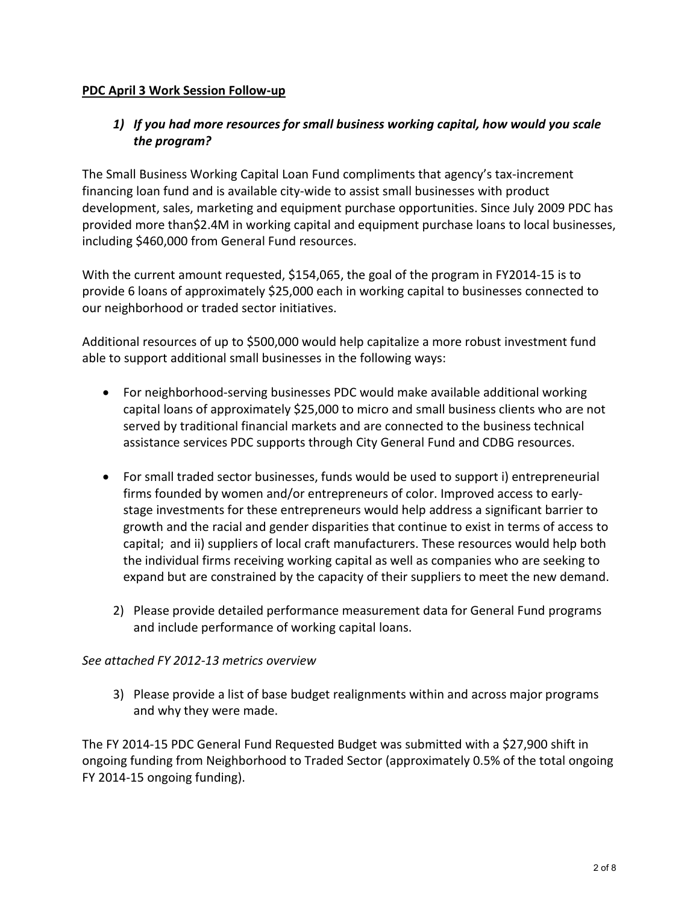**PDC April 3 Work Session Follow-up**

1) ***If you had more resources for small business working capital, how would you scale the program?***

The Small Business Working Capital Loan Fund compliments that agency's tax-increment financing loan fund and is available city-wide to assist small businesses with product development, sales, marketing and equipment purchase opportunities. Since July 2009 PDC has provided more than$2.4M in working capital and equipment purchase loans to local businesses, including $460,000 from General Fund resources.

With the current amount requested, $154,065, the goal of the program in FY2014-15 is to provide 6 loans of approximately $25,000 each in working capital to businesses connected to our neighborhood or traded sector initiatives.

Additional resources of up to $500,000 would help capitalize a more robust investment fund able to support additional small businesses in the following ways:

- For neighborhood-serving businesses PDC would make available additional working capital loans of approximately $25,000 to micro and small business clients who are not served by traditional financial markets and are connected to the business technical assistance services PDC supports through City General Fund and CDBG resources.
- For small traded sector businesses, funds would be used to support i) entrepreneurial firms founded by women and/or entrepreneurs of color. Improved access to early-stage investments for these entrepreneurs would help address a significant barrier to growth and the racial and gender disparities that continue to exist in terms of access to capital; and ii) suppliers of local craft manufacturers. These resources would help both the individual firms receiving working capital as well as companies who are seeking to expand but are constrained by the capacity of their suppliers to meet the new demand.

2) Please provide detailed performance measurement data for General Fund programs and include performance of working capital loans.

*See attached FY 2012-13 metrics overview*

3) Please provide a list of base budget realignments within and across major programs and why they were made.

The FY 2014-15 PDC General Fund Requested Budget was submitted with a $27,900 shift in ongoing funding from Neighborhood to Traded Sector (approximately 0.5% of the total ongoing FY 2014-15 ongoing funding).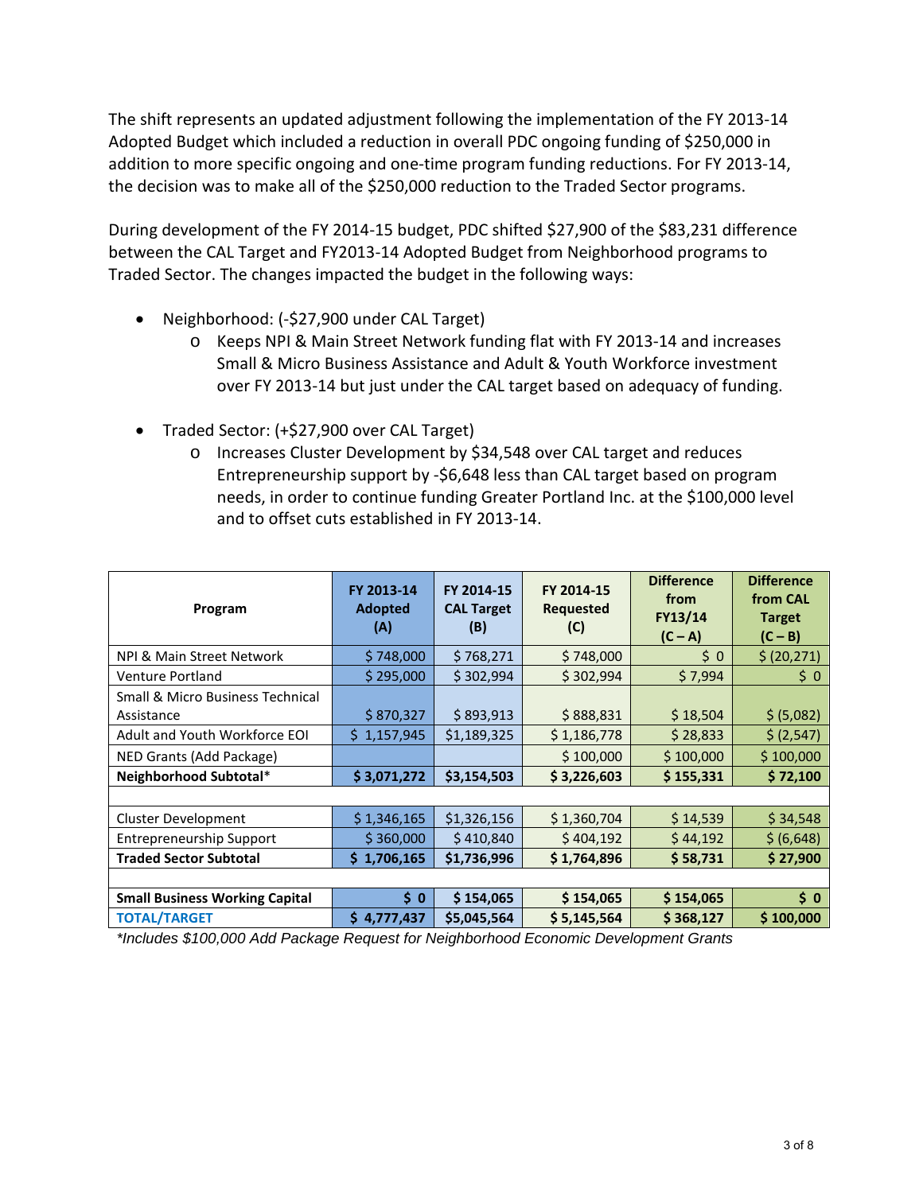The shift represents an updated adjustment following the implementation of the FY 2013-14 Adopted Budget which included a reduction in overall PDC ongoing funding of $250,000 in addition to more specific ongoing and one-time program funding reductions. For FY 2013-14, the decision was to make all of the $250,000 reduction to the Traded Sector programs.

During development of the FY 2014-15 budget, PDC shifted $27,900 of the $83,231 difference between the CAL Target and FY2013-14 Adopted Budget from Neighborhood programs to Traded Sector. The changes impacted the budget in the following ways:

- Neighborhood: (-$27,900 under CAL Target)
  - Keeps NPI & Main Street Network funding flat with FY 2013-14 and increases Small & Micro Business Assistance and Adult & Youth Workforce investment over FY 2013-14 but just under the CAL target based on adequacy of funding.
- Traded Sector: (+$27,900 over CAL Target)
  - Increases Cluster Development by $34,548 over CAL target and reduces Entrepreneurship support by -$6,648 less than CAL target based on program needs, in order to continue funding Greater Portland Inc. at the $100,000 level and to offset cuts established in FY 2013-14.

| Program | FY 2013-14 Adopted (A) | FY 2014-15 CAL Target (B) | FY 2014-15 Requested (C) | Difference from FY13/14 (C – A) | Difference from CAL Target (C – B) |
|---|---|---|---|---|---|
| NPI & Main Street Network | $ 748,000 | $ 768,271 | $ 748,000 | $ 0 | $ (20,271) |
| Venture Portland | $ 295,000 | $ 302,994 | $ 302,994 | $ 7,994 | $ 0 |
| Small & Micro Business Technical Assistance | $ 870,327 | $ 893,913 | $ 888,831 | $ 18,504 | $ (5,082) |
| Adult and Youth Workforce EOI | $ 1,157,945 | $1,189,325 | $ 1,186,778 | $ 28,833 | $ (2,547) |
| NED Grants (Add Package) | | | $ 100,000 | $ 100,000 | $ 100,000 |
| **Neighborhood Subtotal*** | **$ 3,071,272** | **$3,154,503** | **$ 3,226,603** | **$ 155,331** | **$ 72,100** |
| | | | | | |
| Cluster Development | $ 1,346,165 | $1,326,156 | $ 1,360,704 | $ 14,539 | $ 34,548 |
| Entrepreneurship Support | $ 360,000 | $ 410,840 | $ 404,192 | $ 44,192 | $ (6,648) |
| **Traded Sector Subtotal** | **$ 1,706,165** | **$1,736,996** | **$ 1,764,896** | **$ 58,731** | **$ 27,900** |
| | | | | | |
| **Small Business Working Capital** | **$ 0** | **$ 154,065** | **$ 154,065** | **$ 154,065** | **$ 0** |
| **TOTAL/TARGET** | **$ 4,777,437** | **$5,045,564** | **$ 5,145,564** | **$ 368,127** | **$ 100,000** |

*\*Includes $100,000 Add Package Request for Neighborhood Economic Development Grants*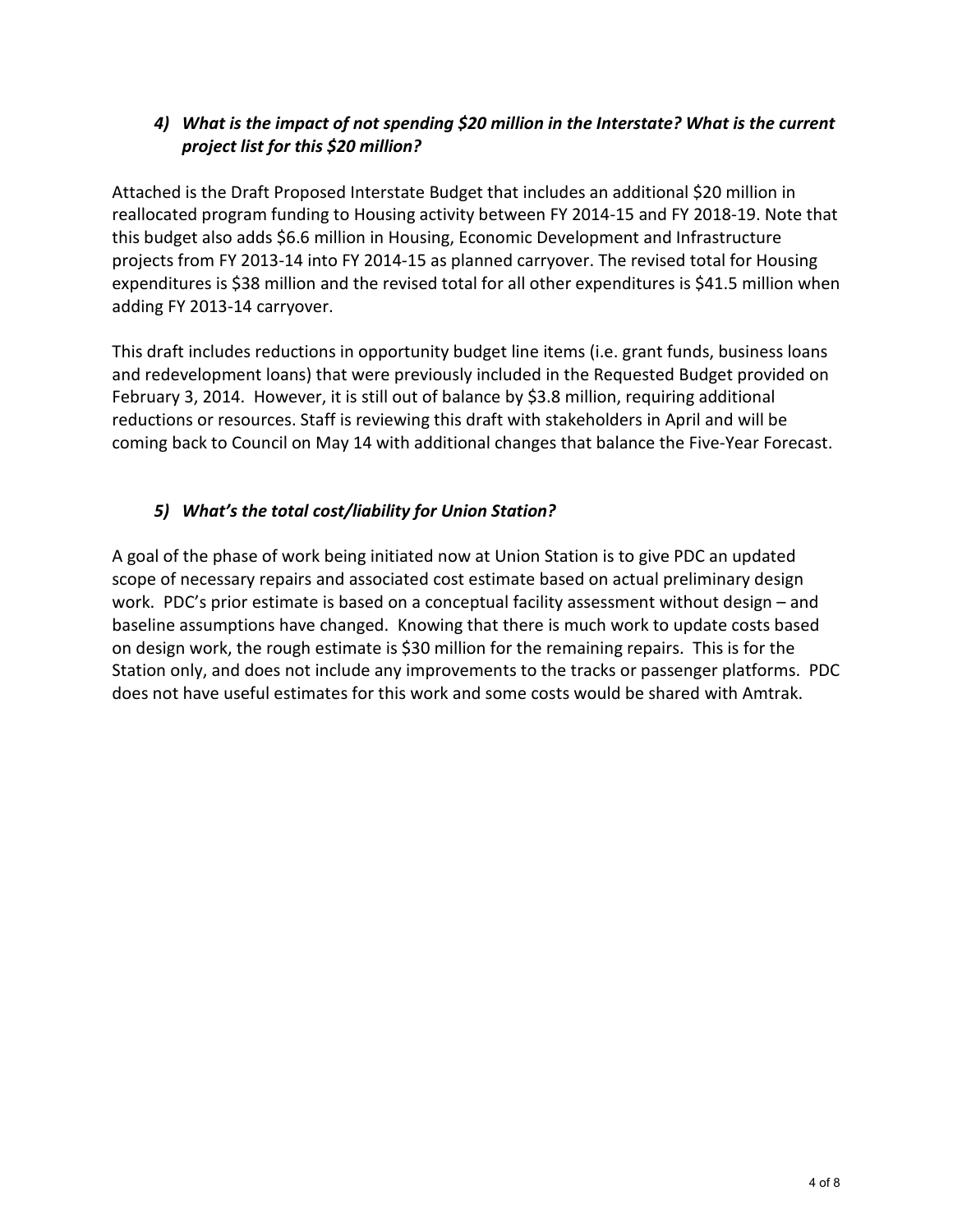### *4) What is the impact of not spending $20 million in the Interstate? What is the current project list for this $20 million?*

Attached is the Draft Proposed Interstate Budget that includes an additional $20 million in reallocated program funding to Housing activity between FY 2014-15 and FY 2018-19. Note that this budget also adds $6.6 million in Housing, Economic Development and Infrastructure projects from FY 2013-14 into FY 2014-15 as planned carryover. The revised total for Housing expenditures is $38 million and the revised total for all other expenditures is $41.5 million when adding FY 2013-14 carryover.

This draft includes reductions in opportunity budget line items (i.e. grant funds, business loans and redevelopment loans) that were previously included in the Requested Budget provided on February 3, 2014. However, it is still out of balance by $3.8 million, requiring additional reductions or resources. Staff is reviewing this draft with stakeholders in April and will be coming back to Council on May 14 with additional changes that balance the Five-Year Forecast.

### *5) What's the total cost/liability for Union Station?*

A goal of the phase of work being initiated now at Union Station is to give PDC an updated scope of necessary repairs and associated cost estimate based on actual preliminary design work. PDC's prior estimate is based on a conceptual facility assessment without design – and baseline assumptions have changed. Knowing that there is much work to update costs based on design work, the rough estimate is $30 million for the remaining repairs. This is for the Station only, and does not include any improvements to the tracks or passenger platforms. PDC does not have useful estimates for this work and some costs would be shared with Amtrak.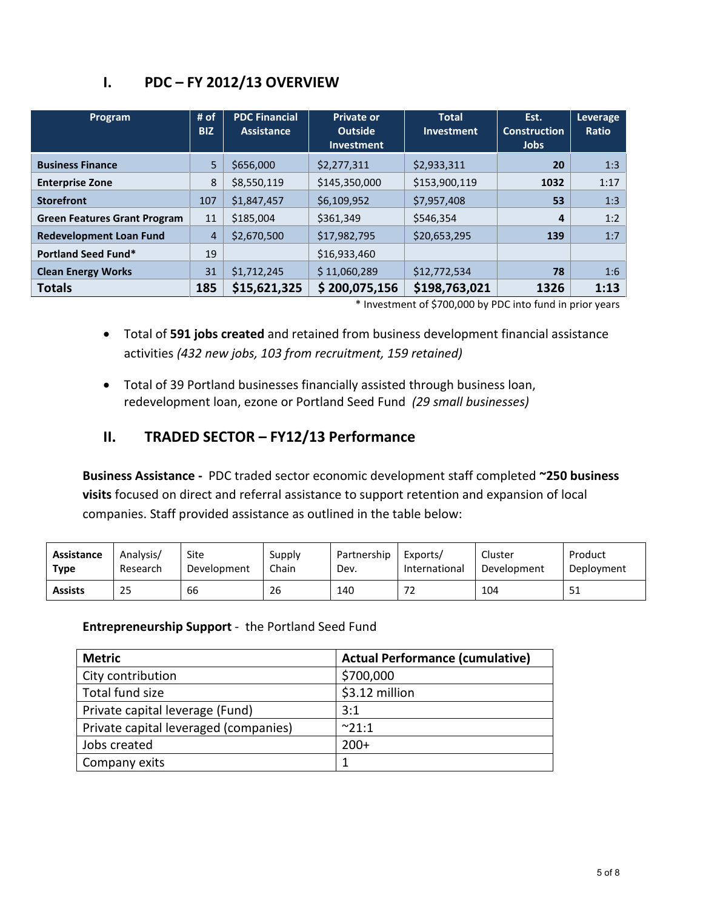## I. PDC – FY 2012/13 OVERVIEW

| Program | # of BIZ | PDC Financial Assistance | Private or Outside Investment | Total Investment | Est. Construction Jobs | Leverage Ratio |
|---|---|---|---|---|---|---|
| **Business Finance** | 5 | $656,000 | $2,277,311 | $2,933,311 | **20** | 1:3 |
| **Enterprise Zone** | 8 | $8,550,119 | $145,350,000 | $153,900,119 | **1032** | 1:17 |
| **Storefront** | 107 | $1,847,457 | $6,109,952 | $7,957,408 | **53** | 1:3 |
| **Green Features Grant Program** | 11 | $185,004 | $361,349 | $546,354 | **4** | 1:2 |
| **Redevelopment Loan Fund** | 4 | $2,670,500 | $17,982,795 | $20,653,295 | **139** | 1:7 |
| **Portland Seed Fund*** | 19 | | $16,933,460 | | | |
| **Clean Energy Works** | 31 | $1,712,245 | $ 11,060,289 | $12,772,534 | **78** | 1:6 |
| **Totals** | **185** | **$15,621,325** | **$ 200,075,156** | **$198,763,021** | **1326** | **1:13** |

\* Investment of $700,000 by PDC into fund in prior years

- Total of **591 jobs created** and retained from business development financial assistance activities *(432 new jobs, 103 from recruitment, 159 retained)*
- Total of 39 Portland businesses financially assisted through business loan, redevelopment loan, ezone or Portland Seed Fund *(29 small businesses)*

## II. TRADED SECTOR – FY12/13 Performance

**Business Assistance -** PDC traded sector economic development staff completed **~250 business visits** focused on direct and referral assistance to support retention and expansion of local companies. Staff provided assistance as outlined in the table below:

| **Assistance Type** | Analysis/ Research | Site Development | Supply Chain | Partnership Dev. | Exports/ International | Cluster Development | Product Deployment |
|---|---|---|---|---|---|---|---|
| **Assists** | 25 | 66 | 26 | 140 | 72 | 104 | 51 |

**Entrepreneurship Support** - the Portland Seed Fund

| Metric | Actual Performance (cumulative) |
|---|---|
| City contribution | $700,000 |
| Total fund size | $3.12 million |
| Private capital leverage (Fund) | 3:1 |
| Private capital leveraged (companies) | ~21:1 |
| Jobs created | 200+ |
| Company exits | 1 |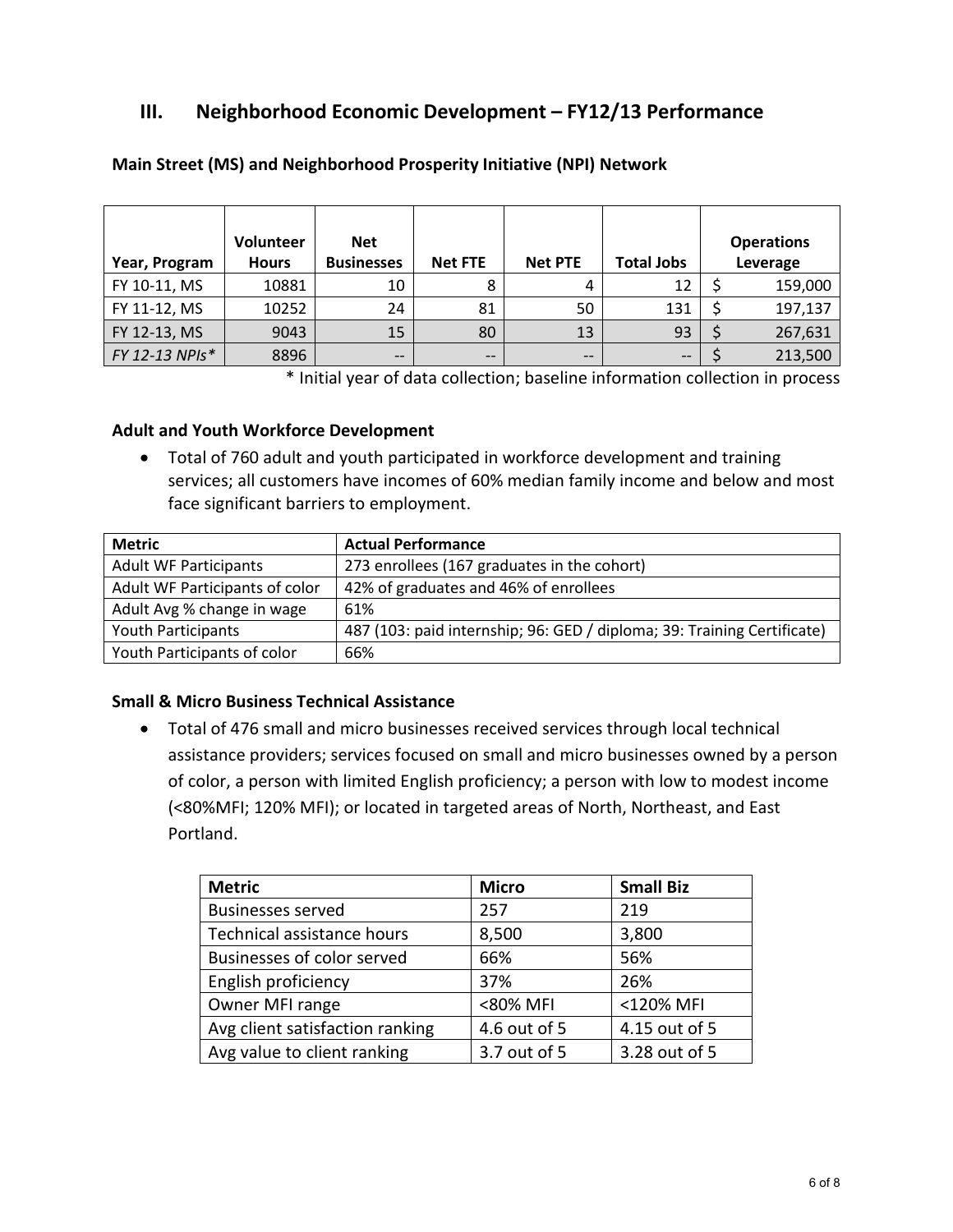## III. Neighborhood Economic Development – FY12/13 Performance

**Main Street (MS) and Neighborhood Prosperity Initiative (NPI) Network**

| Year, Program | Volunteer Hours | Net Businesses | Net FTE | Net PTE | Total Jobs | Operations Leverage |
|---|---|---|---|---|---|---|
| FY 10-11, MS | 10881 | 10 | 8 | 4 | 12 | $ 159,000 |
| FY 11-12, MS | 10252 | 24 | 81 | 50 | 131 | $ 197,137 |
| FY 12-13, MS | 9043 | 15 | 80 | 13 | 93 | $ 267,631 |
| *FY 12-13 NPIs** | 8896 | -- | -- | -- | -- | $ 213,500 |

\* Initial year of data collection; baseline information collection in process

**Adult and Youth Workforce Development**

- Total of 760 adult and youth participated in workforce development and training services; all customers have incomes of 60% median family income and below and most face significant barriers to employment.

| Metric | Actual Performance |
|---|---|
| Adult WF Participants | 273 enrollees (167 graduates in the cohort) |
| Adult WF Participants of color | 42% of graduates and 46% of enrollees |
| Adult Avg % change in wage | 61% |
| Youth Participants | 487 (103: paid internship; 96: GED / diploma; 39: Training Certificate) |
| Youth Participants of color | 66% |

**Small & Micro Business Technical Assistance**

- Total of 476 small and micro businesses received services through local technical assistance providers; services focused on small and micro businesses owned by a person of color, a person with limited English proficiency; a person with low to modest income (<80%MFI; 120% MFI); or located in targeted areas of North, Northeast, and East Portland.

| Metric | Micro | Small Biz |
|---|---|---|
| Businesses served | 257 | 219 |
| Technical assistance hours | 8,500 | 3,800 |
| Businesses of color served | 66% | 56% |
| English proficiency | 37% | 26% |
| Owner MFI range | <80% MFI | <120% MFI |
| Avg client satisfaction ranking | 4.6 out of 5 | 4.15 out of 5 |
| Avg value to client ranking | 3.7 out of 5 | 3.28 out of 5 |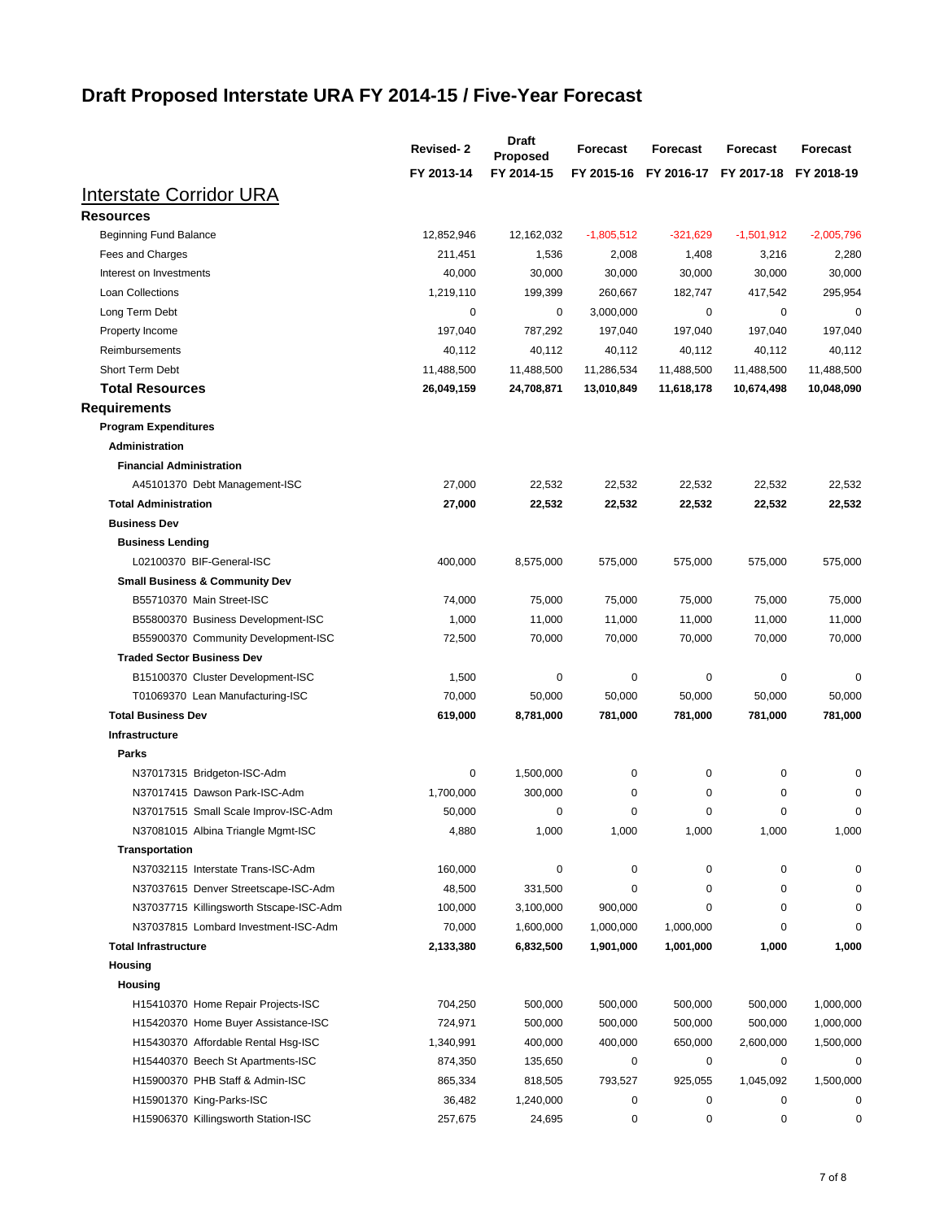# Draft Proposed Interstate URA FY 2014-15 / Five-Year Forecast

| | Revised- 2 FY 2013-14 | Draft Proposed FY 2014-15 | Forecast FY 2015-16 | Forecast FY 2016-17 | Forecast FY 2017-18 | Forecast FY 2018-19 |
|---|---|---|---|---|---|---|
| **Interstate Corridor URA** | | | | | | |
| **Resources** | | | | | | |
| Beginning Fund Balance | 12,852,946 | 12,162,032 | -1,805,512 | -321,629 | -1,501,912 | -2,005,796 |
| Fees and Charges | 211,451 | 1,536 | 2,008 | 1,408 | 3,216 | 2,280 |
| Interest on Investments | 40,000 | 30,000 | 30,000 | 30,000 | 30,000 | 30,000 |
| Loan Collections | 1,219,110 | 199,399 | 260,667 | 182,747 | 417,542 | 295,954 |
| Long Term Debt | 0 | 0 | 3,000,000 | 0 | 0 | 0 |
| Property Income | 197,040 | 787,292 | 197,040 | 197,040 | 197,040 | 197,040 |
| Reimbursements | 40,112 | 40,112 | 40,112 | 40,112 | 40,112 | 40,112 |
| Short Term Debt | 11,488,500 | 11,488,500 | 11,286,534 | 11,488,500 | 11,488,500 | 11,488,500 |
| **Total Resources** | **26,049,159** | **24,708,871** | **13,010,849** | **11,618,178** | **10,674,498** | **10,048,090** |
| **Requirements** | | | | | | |
| **Program Expenditures** | | | | | | |
| **Administration** | | | | | | |
| **Financial Administration** | | | | | | |
| A45101370 Debt Management-ISC | 27,000 | 22,532 | 22,532 | 22,532 | 22,532 | 22,532 |
| **Total Administration** | **27,000** | **22,532** | **22,532** | **22,532** | **22,532** | **22,532** |
| **Business Dev** | | | | | | |
| **Business Lending** | | | | | | |
| L02100370 BIF-General-ISC | 400,000 | 8,575,000 | 575,000 | 575,000 | 575,000 | 575,000 |
| **Small Business & Community Dev** | | | | | | |
| B55710370 Main Street-ISC | 74,000 | 75,000 | 75,000 | 75,000 | 75,000 | 75,000 |
| B55800370 Business Development-ISC | 1,000 | 11,000 | 11,000 | 11,000 | 11,000 | 11,000 |
| B55900370 Community Development-ISC | 72,500 | 70,000 | 70,000 | 70,000 | 70,000 | 70,000 |
| **Traded Sector Business Dev** | | | | | | |
| B15100370 Cluster Development-ISC | 1,500 | 0 | 0 | 0 | 0 | 0 |
| T01069370 Lean Manufacturing-ISC | 70,000 | 50,000 | 50,000 | 50,000 | 50,000 | 50,000 |
| **Total Business Dev** | **619,000** | **8,781,000** | **781,000** | **781,000** | **781,000** | **781,000** |
| **Infrastructure** | | | | | | |
| **Parks** | | | | | | |
| N37017315 Bridgeton-ISC-Adm | 0 | 1,500,000 | 0 | 0 | 0 | 0 |
| N37017415 Dawson Park-ISC-Adm | 1,700,000 | 300,000 | 0 | 0 | 0 | 0 |
| N37017515 Small Scale Improv-ISC-Adm | 50,000 | 0 | 0 | 0 | 0 | 0 |
| N37081015 Albina Triangle Mgmt-ISC | 4,880 | 1,000 | 1,000 | 1,000 | 1,000 | 1,000 |
| **Transportation** | | | | | | |
| N37032115 Interstate Trans-ISC-Adm | 160,000 | 0 | 0 | 0 | 0 | 0 |
| N37037615 Denver Streetscape-ISC-Adm | 48,500 | 331,500 | 0 | 0 | 0 | 0 |
| N37037715 Killingsworth Stscape-ISC-Adm | 100,000 | 3,100,000 | 900,000 | 0 | 0 | 0 |
| N37037815 Lombard Investment-ISC-Adm | 70,000 | 1,600,000 | 1,000,000 | 1,000,000 | 0 | 0 |
| **Total Infrastructure** | **2,133,380** | **6,832,500** | **1,901,000** | **1,001,000** | **1,000** | **1,000** |
| **Housing** | | | | | | |
| **Housing** | | | | | | |
| H15410370 Home Repair Projects-ISC | 704,250 | 500,000 | 500,000 | 500,000 | 500,000 | 1,000,000 |
| H15420370 Home Buyer Assistance-ISC | 724,971 | 500,000 | 500,000 | 500,000 | 500,000 | 1,000,000 |
| H15430370 Affordable Rental Hsg-ISC | 1,340,991 | 400,000 | 400,000 | 650,000 | 2,600,000 | 1,500,000 |
| H15440370 Beech St Apartments-ISC | 874,350 | 135,650 | 0 | 0 | 0 | 0 |
| H15900370 PHB Staff & Admin-ISC | 865,334 | 818,505 | 793,527 | 925,055 | 1,045,092 | 1,500,000 |
| H15901370 King-Parks-ISC | 36,482 | 1,240,000 | 0 | 0 | 0 | 0 |
| H15906370 Killingsworth Station-ISC | 257,675 | 24,695 | 0 | 0 | 0 | 0 |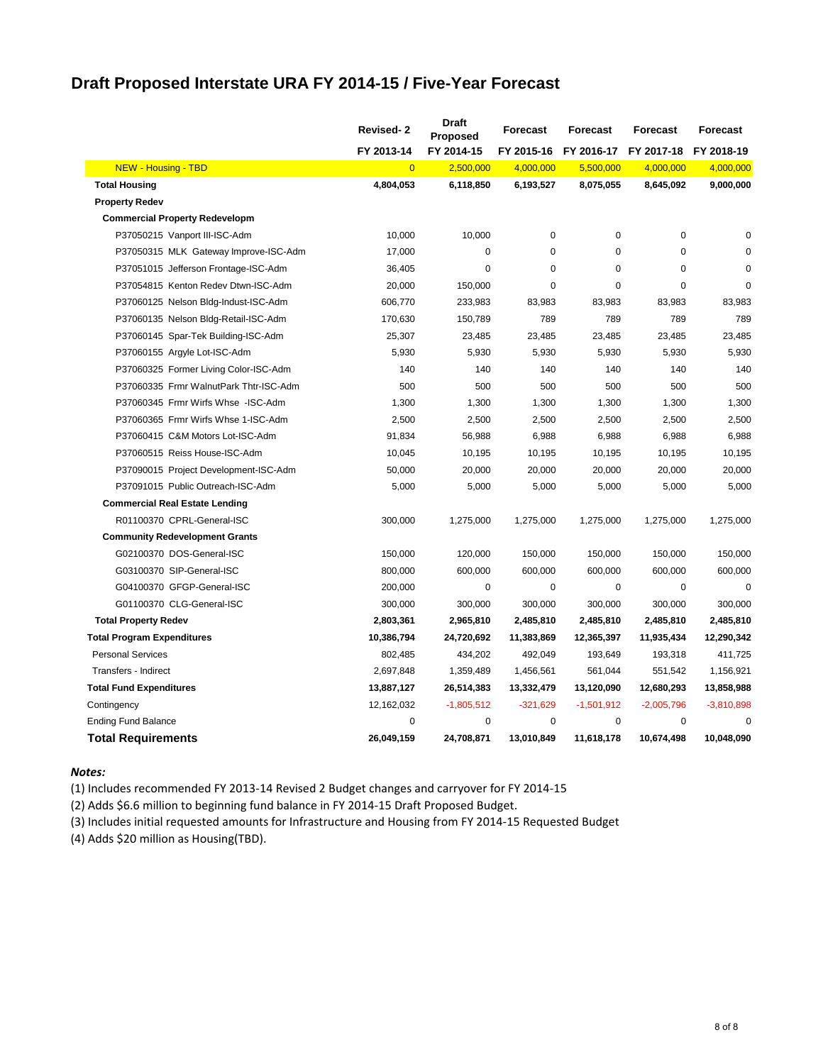# Draft Proposed Interstate URA FY 2014-15 / Five-Year Forecast

| | Revised- 2<br>FY 2013-14 | Draft Proposed<br>FY 2014-15 | Forecast<br>FY 2015-16 | Forecast<br>FY 2016-17 | Forecast<br>FY 2017-18 | Forecast<br>FY 2018-19 |
|---|---|---|---|---|---|---|
| NEW - Housing - TBD | 0 | 2,500,000 | 4,000,000 | 5,500,000 | 4,000,000 | 4,000,000 |
| **Total Housing** | **4,804,053** | **6,118,850** | **6,193,527** | **8,075,055** | **8,645,092** | **9,000,000** |
| **Property Redev** | | | | | | |
| **Commercial Property Redevelopm** | | | | | | |
| P37050215 Vanport III-ISC-Adm | 10,000 | 10,000 | 0 | 0 | 0 | 0 |
| P37050315 MLK Gateway Improve-ISC-Adm | 17,000 | 0 | 0 | 0 | 0 | 0 |
| P37051015 Jefferson Frontage-ISC-Adm | 36,405 | 0 | 0 | 0 | 0 | 0 |
| P37054815 Kenton Redev Dtwn-ISC-Adm | 20,000 | 150,000 | 0 | 0 | 0 | 0 |
| P37060125 Nelson Bldg-Indust-ISC-Adm | 606,770 | 233,983 | 83,983 | 83,983 | 83,983 | 83,983 |
| P37060135 Nelson Bldg-Retail-ISC-Adm | 170,630 | 150,789 | 789 | 789 | 789 | 789 |
| P37060145 Spar-Tek Building-ISC-Adm | 25,307 | 23,485 | 23,485 | 23,485 | 23,485 | 23,485 |
| P37060155 Argyle Lot-ISC-Adm | 5,930 | 5,930 | 5,930 | 5,930 | 5,930 | 5,930 |
| P37060325 Former Living Color-ISC-Adm | 140 | 140 | 140 | 140 | 140 | 140 |
| P37060335 Frmr WalnutPark Thtr-ISC-Adm | 500 | 500 | 500 | 500 | 500 | 500 |
| P37060345 Frmr Wirfs Whse -ISC-Adm | 1,300 | 1,300 | 1,300 | 1,300 | 1,300 | 1,300 |
| P37060365 Frmr Wirfs Whse 1-ISC-Adm | 2,500 | 2,500 | 2,500 | 2,500 | 2,500 | 2,500 |
| P37060415 C&M Motors Lot-ISC-Adm | 91,834 | 56,988 | 6,988 | 6,988 | 6,988 | 6,988 |
| P37060515 Reiss House-ISC-Adm | 10,045 | 10,195 | 10,195 | 10,195 | 10,195 | 10,195 |
| P37090015 Project Development-ISC-Adm | 50,000 | 20,000 | 20,000 | 20,000 | 20,000 | 20,000 |
| P37091015 Public Outreach-ISC-Adm | 5,000 | 5,000 | 5,000 | 5,000 | 5,000 | 5,000 |
| **Commercial Real Estate Lending** | | | | | | |
| R01100370 CPRL-General-ISC | 300,000 | 1,275,000 | 1,275,000 | 1,275,000 | 1,275,000 | 1,275,000 |
| **Community Redevelopment Grants** | | | | | | |
| G02100370 DOS-General-ISC | 150,000 | 120,000 | 150,000 | 150,000 | 150,000 | 150,000 |
| G03100370 SIP-General-ISC | 800,000 | 600,000 | 600,000 | 600,000 | 600,000 | 600,000 |
| G04100370 GFGP-General-ISC | 200,000 | 0 | 0 | 0 | 0 | 0 |
| G01100370 CLG-General-ISC | 300,000 | 300,000 | 300,000 | 300,000 | 300,000 | 300,000 |
| **Total Property Redev** | **2,803,361** | **2,965,810** | **2,485,810** | **2,485,810** | **2,485,810** | **2,485,810** |
| **Total Program Expenditures** | **10,386,794** | **24,720,692** | **11,383,869** | **12,365,397** | **11,935,434** | **12,290,342** |
| Personal Services | 802,485 | 434,202 | 492,049 | 193,649 | 193,318 | 411,725 |
| Transfers - Indirect | 2,697,848 | 1,359,489 | 1,456,561 | 561,044 | 551,542 | 1,156,921 |
| **Total Fund Expenditures** | **13,887,127** | **26,514,383** | **13,332,479** | **13,120,090** | **12,680,293** | **13,858,988** |
| Contingency | 12,162,032 | -1,805,512 | -321,629 | -1,501,912 | -2,005,796 | -3,810,898 |
| Ending Fund Balance | 0 | 0 | 0 | 0 | 0 | 0 |
| **Total Requirements** | **26,049,159** | **24,708,871** | **13,010,849** | **11,618,178** | **10,674,498** | **10,048,090** |

***Notes:***

(1) Includes recommended FY 2013-14 Revised 2 Budget changes and carryover for FY 2014-15

(2) Adds $6.6 million to beginning fund balance in FY 2014-15 Draft Proposed Budget.

(3) Includes initial requested amounts for Infrastructure and Housing from FY 2014-15 Requested Budget

(4) Adds $20 million as Housing(TBD).